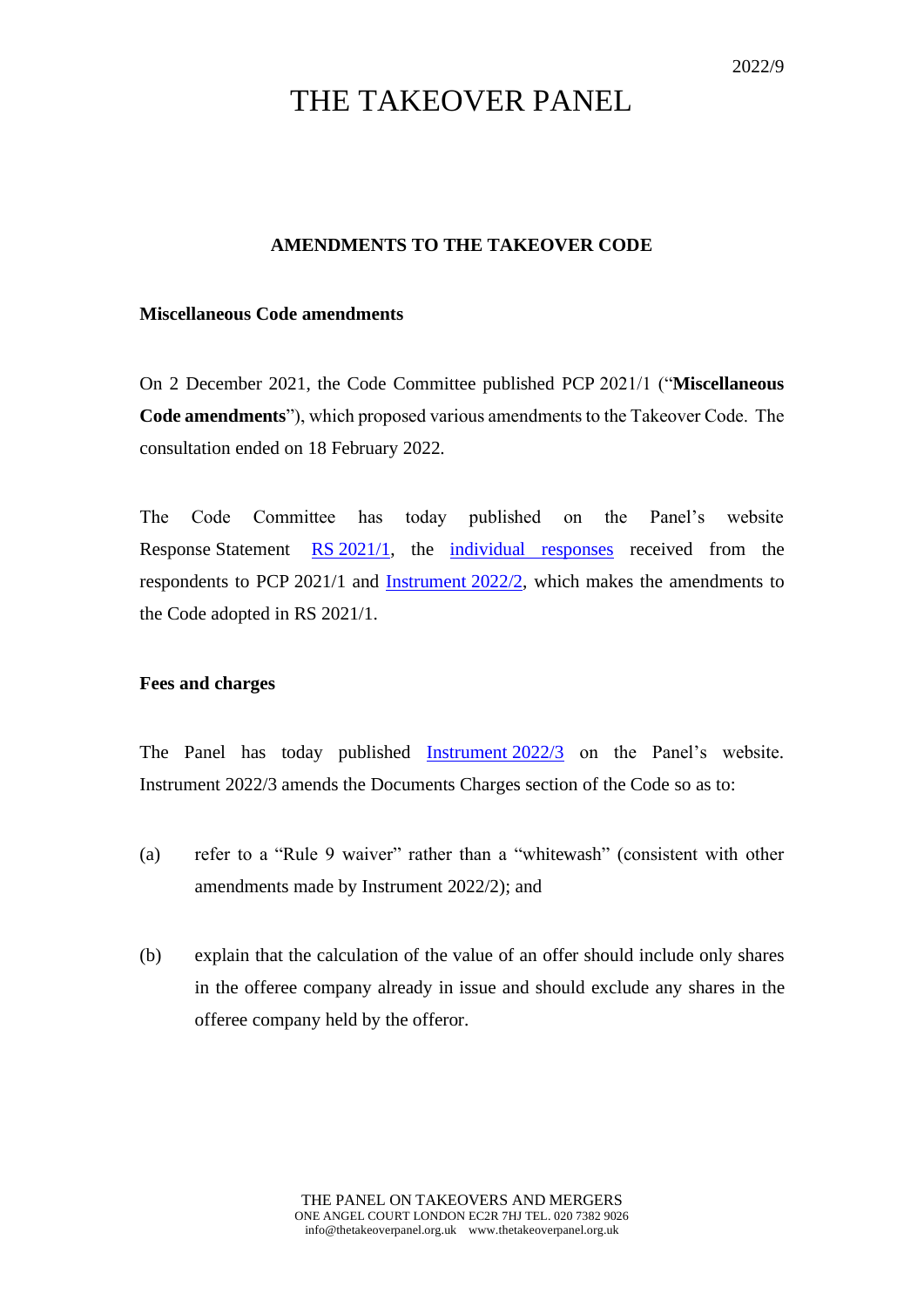2022/9

# THE TAKEOVER PANEL

## AMENDMENTS TO THE TAKEOVER CODE

### Miscellaneous Code amendments

On 2 December 2021, the Code Committee published PCP 2021/1 ("**Miscellaneous Code amendments**"), which proposed various amendments to the Takeover Code. The consultation ended on 18 February 2022.

The Code Committee has today published on the Panel's website Response Statement RS 2021/1, the individual responses received from the respondents to PCP 2021/1 and Instrument 2022/2, which makes the amendments to the Code adopted in RS 2021/1.

### Fees and charges

The Panel has today published Instrument 2022/3 on the Panel's website. Instrument 2022/3 amends the Documents Charges section of the Code so as to:

(a) refer to a "Rule 9 waiver" rather than a "whitewash" (consistent with other amendments made by Instrument 2022/2); and

(b) explain that the calculation of the value of an offer should include only shares in the offeree company already in issue and should exclude any shares in the offeree company held by the offeror.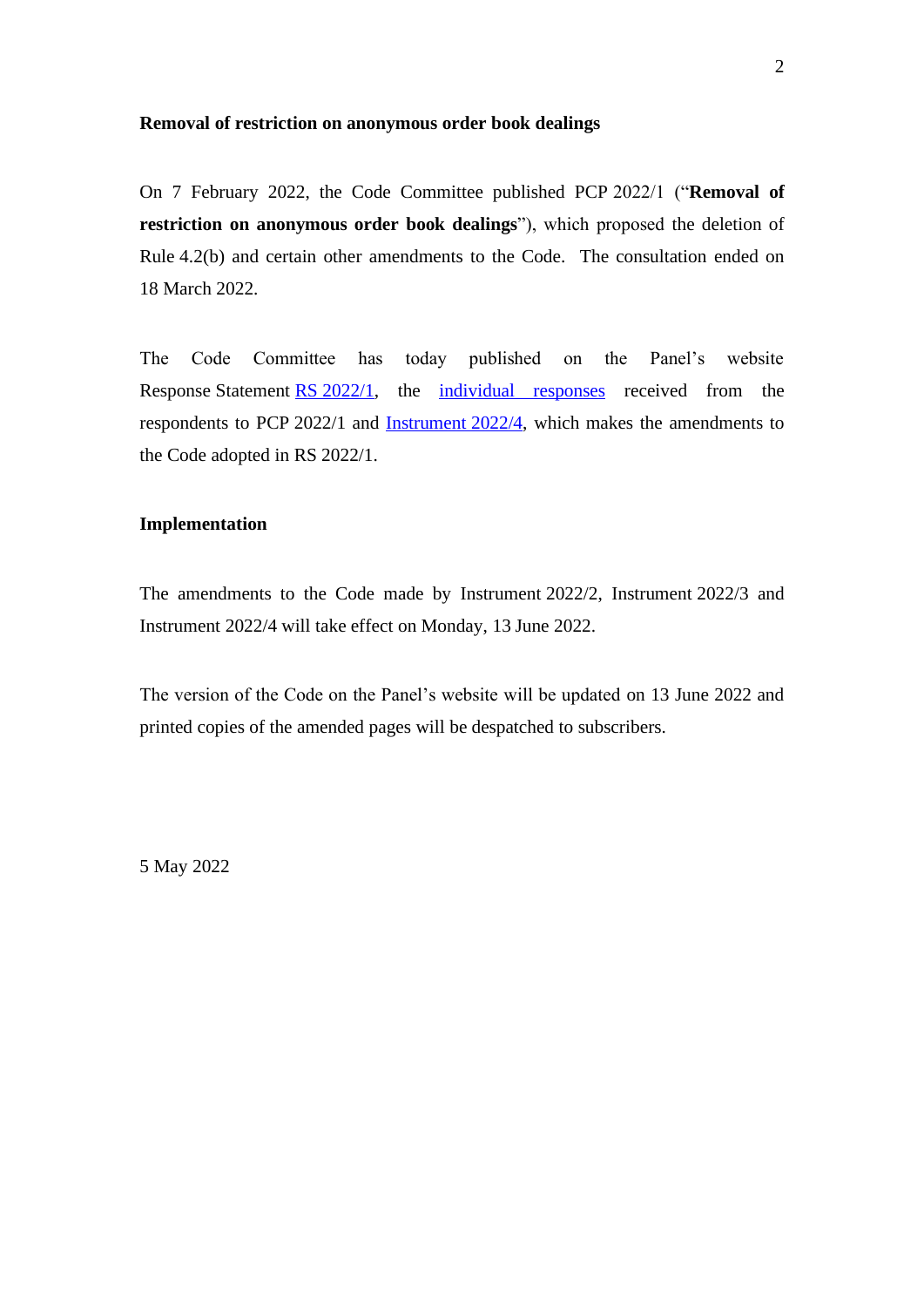**Removal of restriction on anonymous order book dealings**

On 7 February 2022, the Code Committee published PCP 2022/1 ("**Removal of restriction on anonymous order book dealings**"), which proposed the deletion of Rule 4.2(b) and certain other amendments to the Code. The consultation ended on 18 March 2022.

The Code Committee has today published on the Panel's website Response Statement RS 2022/1, the individual responses received from the respondents to PCP 2022/1 and Instrument 2022/4, which makes the amendments to the Code adopted in RS 2022/1.

**Implementation**

The amendments to the Code made by Instrument 2022/2, Instrument 2022/3 and Instrument 2022/4 will take effect on Monday, 13 June 2022.

The version of the Code on the Panel's website will be updated on 13 June 2022 and printed copies of the amended pages will be despatched to subscribers.

5 May 2022